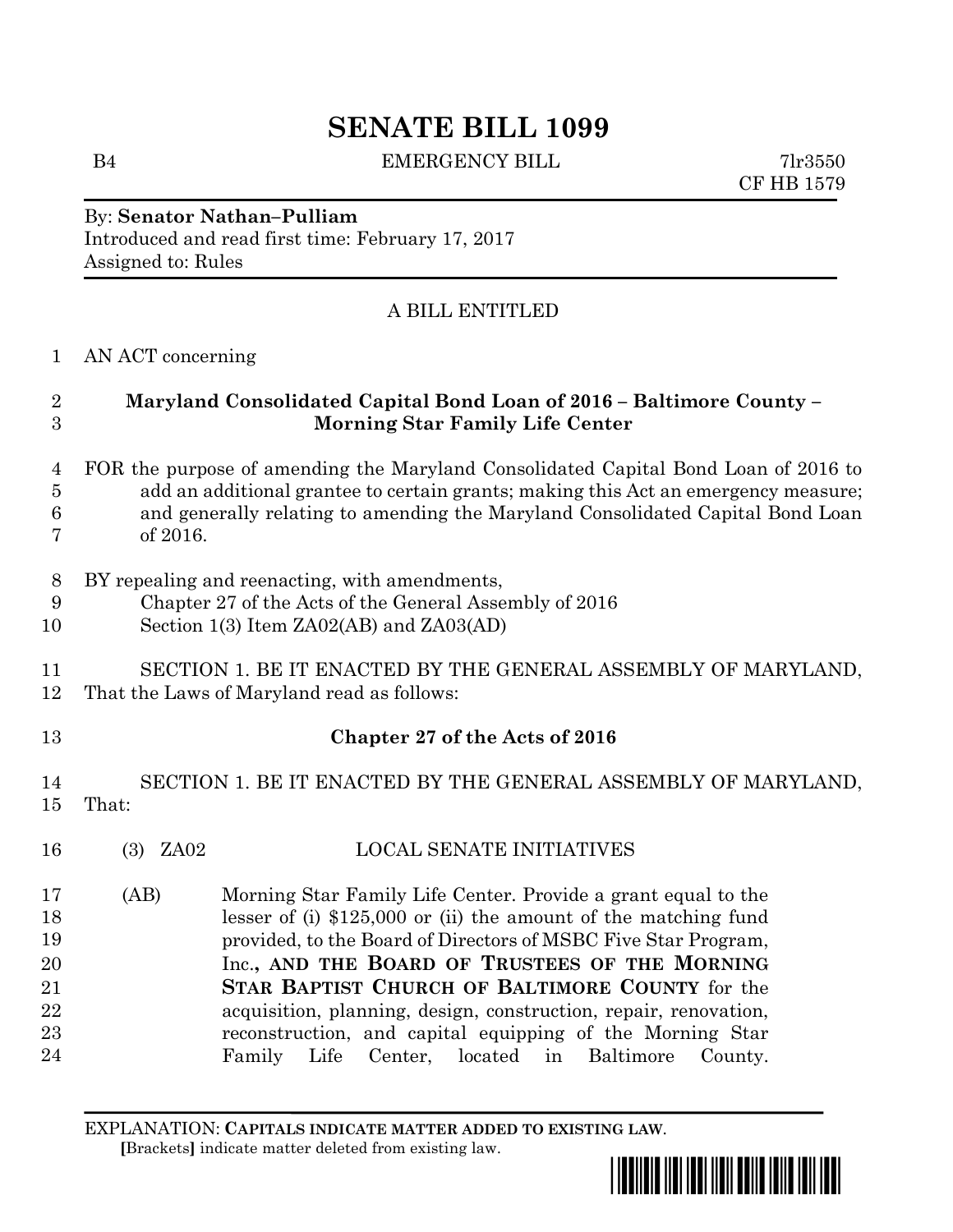# SENATE BILL 1099

B4 EMERGENCY BILL 7lr3550
CF HB 1579

By: **Senator Nathan–Pulliam**
Introduced and read first time: February 17, 2017
Assigned to: Rules

A BILL ENTITLED

1 AN ACT concerning

2 **Maryland Consolidated Capital Bond Loan of 2016 – Baltimore County –**
3 **Morning Star Family Life Center**

4 FOR the purpose of amending the Maryland Consolidated Capital Bond Loan of 2016 to
5 add an additional grantee to certain grants; making this Act an emergency measure;
6 and generally relating to amending the Maryland Consolidated Capital Bond Loan
7 of 2016.

8 BY repealing and reenacting, with amendments,
9 Chapter 27 of the Acts of the General Assembly of 2016
10 Section 1(3) Item ZA02(AB) and ZA03(AD)

11 SECTION 1. BE IT ENACTED BY THE GENERAL ASSEMBLY OF MARYLAND,
12 That the Laws of Maryland read as follows:

13 **Chapter 27 of the Acts of 2016**

14 SECTION 1. BE IT ENACTED BY THE GENERAL ASSEMBLY OF MARYLAND,
15 That:

16 (3) ZA02 LOCAL SENATE INITIATIVES

17 (AB) Morning Star Family Life Center. Provide a grant equal to the
18 lesser of (i) $125,000 or (ii) the amount of the matching fund
19 provided, to the Board of Directors of MSBC Five Star Program,
20 Inc.**, AND THE BOARD OF TRUSTEES OF THE MORNING**
21 **STAR BAPTIST CHURCH OF BALTIMORE COUNTY** for the
22 acquisition, planning, design, construction, repair, renovation,
23 reconstruction, and capital equipping of the Morning Star
24 Family Life Center, located in Baltimore County.

EXPLANATION: **CAPITALS INDICATE MATTER ADDED TO EXISTING LAW**.
**[**Brackets**]** indicate matter deleted from existing law.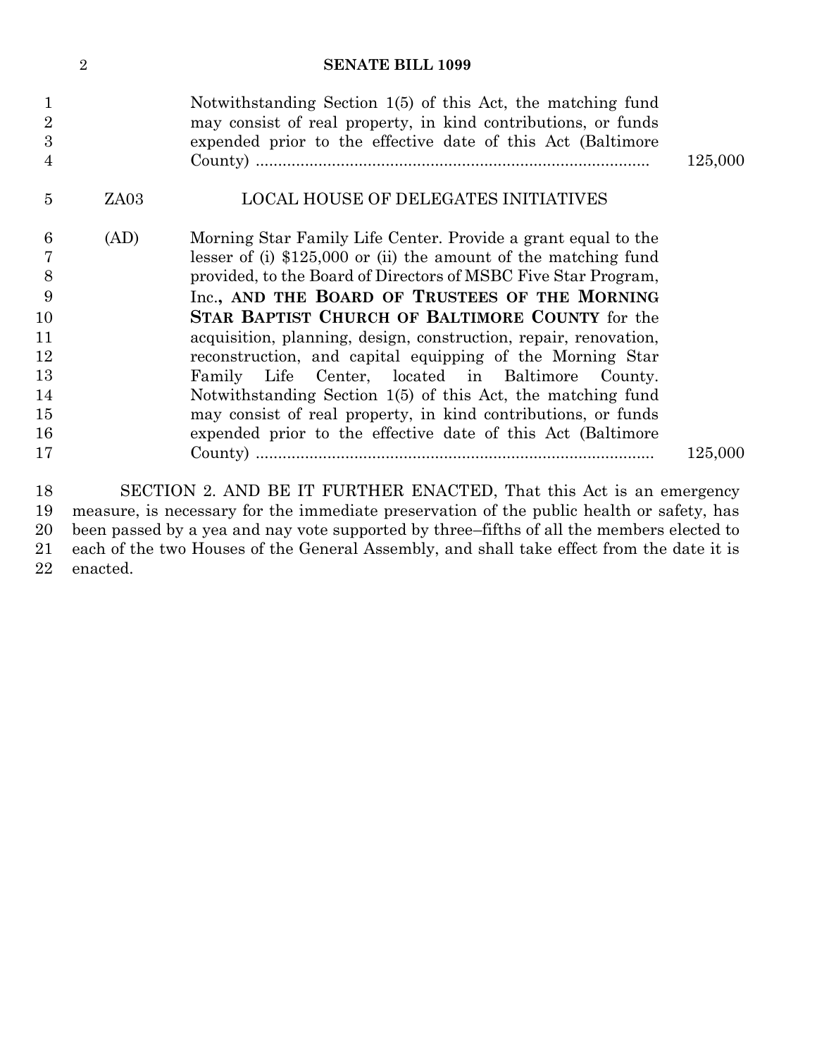Notwithstanding Section 1(5) of this Act, the matching fund may consist of real property, in kind contributions, or funds expended prior to the effective date of this Act (Baltimore County) ........................................................................................ 125,000

ZA03 LOCAL HOUSE OF DELEGATES INITIATIVES

(AD) Morning Star Family Life Center. Provide a grant equal to the lesser of (i) $125,000 or (ii) the amount of the matching fund provided, to the Board of Directors of MSBC Five Star Program, Inc.**, AND THE BOARD OF TRUSTEES OF THE MORNING STAR BAPTIST CHURCH OF BALTIMORE COUNTY** for the acquisition, planning, design, construction, repair, renovation, reconstruction, and capital equipping of the Morning Star Family Life Center, located in Baltimore County. Notwithstanding Section 1(5) of this Act, the matching fund may consist of real property, in kind contributions, or funds expended prior to the effective date of this Act (Baltimore County) ........................................................................................ 125,000

SECTION 2. AND BE IT FURTHER ENACTED, That this Act is an emergency measure, is necessary for the immediate preservation of the public health or safety, has been passed by a yea and nay vote supported by three–fifths of all the members elected to each of the two Houses of the General Assembly, and shall take effect from the date it is enacted.